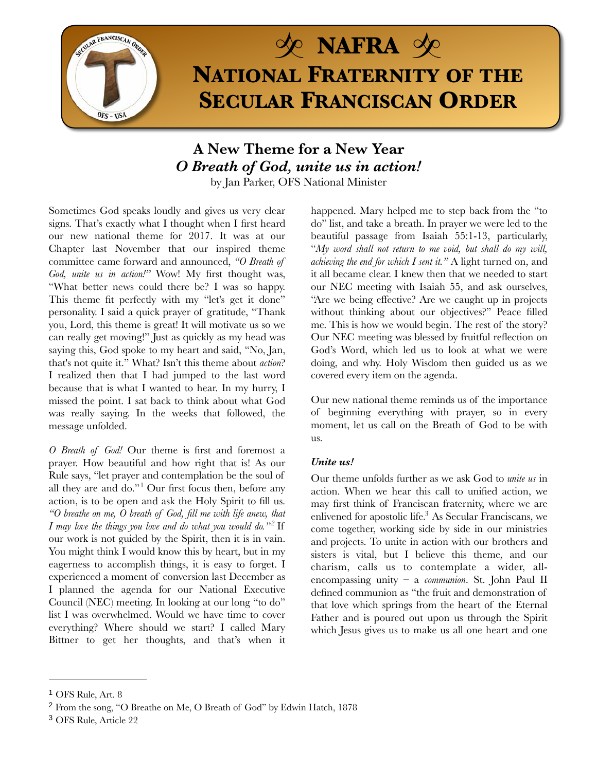# NAFRA

# National Fraternity of the Secular Franciscan Order

## A New Theme for a New Year
## *O Breath of God, unite us in action!*

by Jan Parker, OFS National Minister

Sometimes God speaks loudly and gives us very clear signs. That's exactly what I thought when I first heard our new national theme for 2017. It was at our Chapter last November that our inspired theme committee came forward and announced, *"O Breath of God, unite us in action!"* Wow! My first thought was, "What better news could there be? I was so happy. This theme fit perfectly with my "let's get it done" personality. I said a quick prayer of gratitude, "Thank you, Lord, this theme is great! It will motivate us so we can really get moving!" Just as quickly as my head was saying this, God spoke to my heart and said, "No, Jan, that's not quite it." What? Isn't this theme about *action*? I realized then that I had jumped to the last word because that is what I wanted to hear. In my hurry, I missed the point. I sat back to think about what God was really saying. In the weeks that followed, the message unfolded.

*O Breath of God!* Our theme is first and foremost a prayer. How beautiful and how right that is! As our Rule says, "let prayer and contemplation be the soul of all they are and do."[1] Our first focus then, before any action, is to be open and ask the Holy Spirit to fill us. *"O breathe on me, O breath of God, fill me with life anew, that I may love the things you love and do what you would do."*[2] If our work is not guided by the Spirit, then it is in vain. You might think I would know this by heart, but in my eagerness to accomplish things, it is easy to forget. I experienced a moment of conversion last December as I planned the agenda for our National Executive Council (NEC) meeting. In looking at our long "to do" list I was overwhelmed. Would we have time to cover everything? Where should we start? I called Mary Bittner to get her thoughts, and that's when it happened. Mary helped me to step back from the "to do" list, and take a breath. In prayer we were led to the beautiful passage from Isaiah 55:1-13, particularly, "*My word shall not return to me void, but shall do my will, achieving the end for which I sent it."* A light turned on, and it all became clear. I knew then that we needed to start our NEC meeting with Isaiah 55, and ask ourselves, "Are we being effective? Are we caught up in projects without thinking about our objectives?" Peace filled me. This is how we would begin. The rest of the story? Our NEC meeting was blessed by fruitful reflection on God's Word, which led us to look at what we were doing, and why. Holy Wisdom then guided us as we covered every item on the agenda.

Our new national theme reminds us of the importance of beginning everything with prayer, so in every moment, let us call on the Breath of God to be with us.

### *Unite us!*

Our theme unfolds further as we ask God to *unite us* in action. When we hear this call to unified action, we may first think of Franciscan fraternity, where we are enlivened for apostolic life.[3] As Secular Franciscans, we come together, working side by side in our ministries and projects. To unite in action with our brothers and sisters is vital, but I believe this theme, and our charism, calls us to contemplate a wider, all-encompassing unity – a *communion*. St. John Paul II defined communion as "the fruit and demonstration of that love which springs from the heart of the Eternal Father and is poured out upon us through the Spirit which Jesus gives us to make us all one heart and one

---

[1] OFS Rule, Art. 8

[2] From the song, "O Breathe on Me, O Breath of God" by Edwin Hatch, 1878

[3] OFS Rule, Article 22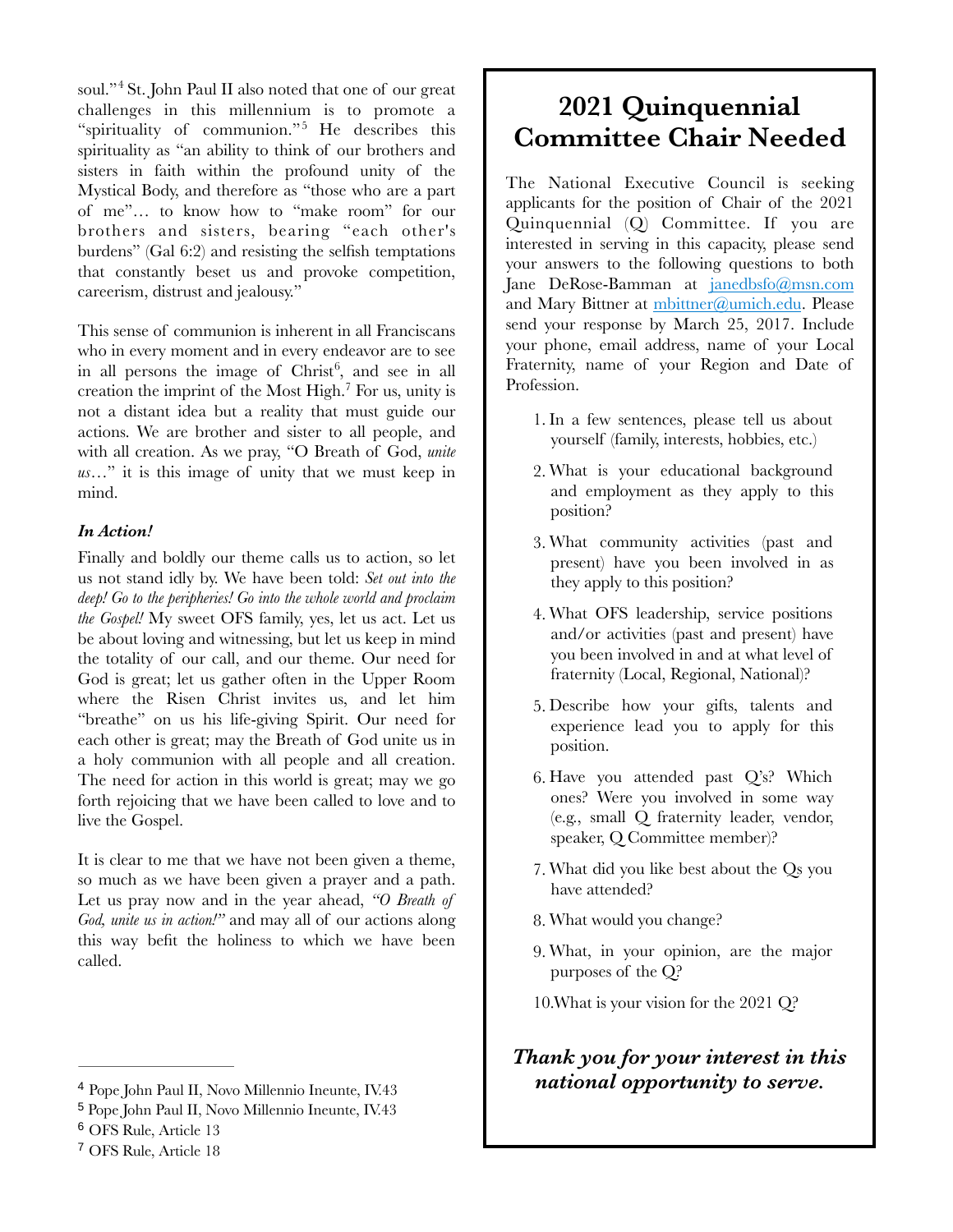soul."[4] St. John Paul II also noted that one of our great challenges in this millennium is to promote a "spirituality of communion."[5] He describes this spirituality as "an ability to think of our brothers and sisters in faith within the profound unity of the Mystical Body, and therefore as "those who are a part of me"… to know how to "make room" for our brothers and sisters, bearing "each other's burdens" (Gal 6:2) and resisting the selfish temptations that constantly beset us and provoke competition, careerism, distrust and jealousy."

This sense of communion is inherent in all Franciscans who in every moment and in every endeavor are to see in all persons the image of Christ[6], and see in all creation the imprint of the Most High.[7] For us, unity is not a distant idea but a reality that must guide our actions. We are brother and sister to all people, and with all creation. As we pray, "O Breath of God, *unite us*…" it is this image of unity that we must keep in mind.

***In Action!***

Finally and boldly our theme calls us to action, so let us not stand idly by. We have been told: *Set out into the deep! Go to the peripheries! Go into the whole world and proclaim the Gospel!* My sweet OFS family, yes, let us act. Let us be about loving and witnessing, but let us keep in mind the totality of our call, and our theme. Our need for God is great; let us gather often in the Upper Room where the Risen Christ invites us, and let him "breathe" on us his life-giving Spirit. Our need for each other is great; may the Breath of God unite us in a holy communion with all people and all creation. The need for action in this world is great; may we go forth rejoicing that we have been called to love and to live the Gospel.

It is clear to me that we have not been given a theme, so much as we have been given a prayer and a path. Let us pray now and in the year ahead, *"O Breath of God, unite us in action!"* and may all of our actions along this way befit the holiness to which we have been called.

---

[4] Pope John Paul II, Novo Millennio Ineunte, IV.43

[5] Pope John Paul II, Novo Millennio Ineunte, IV.43

[6] OFS Rule, Article 13

[7] OFS Rule, Article 18

# 2021 Quinquennial Committee Chair Needed

The National Executive Council is seeking applicants for the position of Chair of the 2021 Quinquennial (Q) Committee. If you are interested in serving in this capacity, please send your answers to the following questions to both Jane DeRose-Bamman at janedbsfo@msn.com and Mary Bittner at mbittner@umich.edu. Please send your response by March 25, 2017. Include your phone, email address, name of your Local Fraternity, name of your Region and Date of Profession.

1. In a few sentences, please tell us about yourself (family, interests, hobbies, etc.)
2. What is your educational background and employment as they apply to this position?
3. What community activities (past and present) have you been involved in as they apply to this position?
4. What OFS leadership, service positions and/or activities (past and present) have you been involved in and at what level of fraternity (Local, Regional, National)?
5. Describe how your gifts, talents and experience lead you to apply for this position.
6. Have you attended past Q's? Which ones? Were you involved in some way (e.g., small Q fraternity leader, vendor, speaker, Q Committee member)?
7. What did you like best about the Qs you have attended?
8. What would you change?
9. What, in your opinion, are the major purposes of the Q?
10. What is your vision for the 2021 Q?

***Thank you for your interest in this national opportunity to serve.***